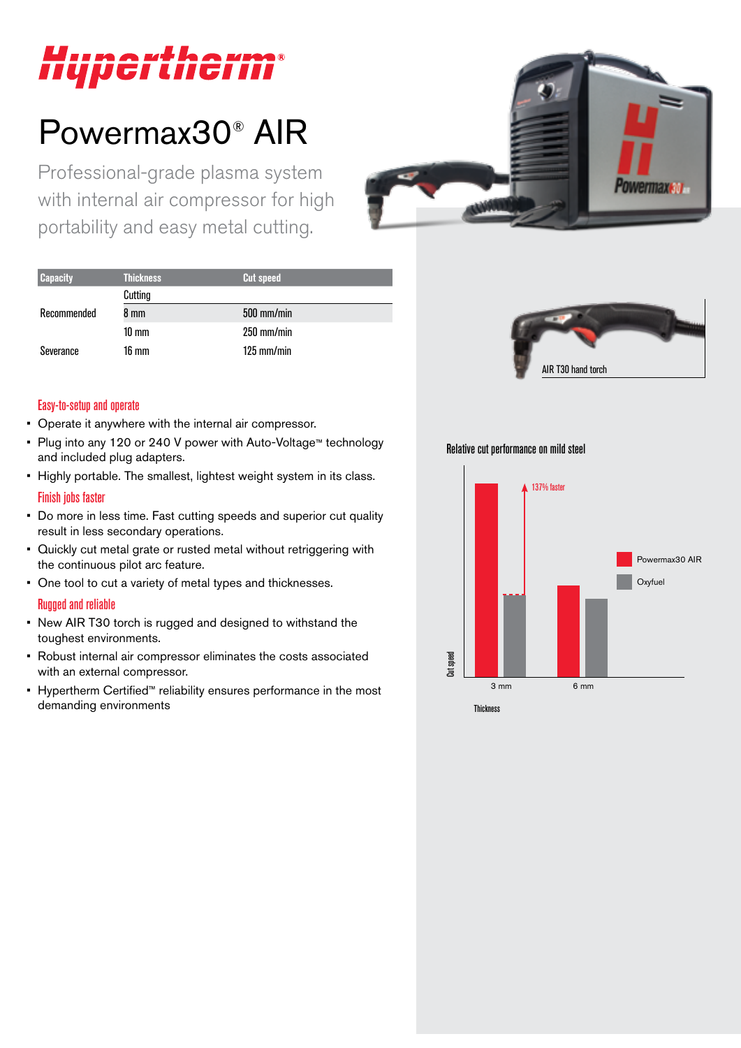Hypertherm®

# Powermax30® AIR

Professional-grade plasma system with internal air compressor for high portability and easy metal cutting.

| Capacity | Thickness | Cut speed |
|---|---|---|
| | Cutting | |
| Recommended | 8 mm | 500 mm/min |
| | 10 mm | 250 mm/min |
| Severance | 16 mm | 125 mm/min |

### Easy-to-setup and operate

- Operate it anywhere with the internal air compressor.
- Plug into any 120 or 240 V power with Auto-Voltage™ technology and included plug adapters.
- Highly portable. The smallest, lightest weight system in its class.

### Finish jobs faster

- Do more in less time. Fast cutting speeds and superior cut quality result in less secondary operations.
- Quickly cut metal grate or rusted metal without retriggering with the continuous pilot arc feature.
- One tool to cut a variety of metal types and thicknesses.

### Rugged and reliable

- New AIR T30 torch is rugged and designed to withstand the toughest environments.
- Robust internal air compressor eliminates the costs associated with an external compressor.
- Hypertherm Certified™ reliability ensures performance in the most demanding environments

AIR T30 hand torch

Relative cut performance on mild steel

137% faster

Powermax30 AIR

Oxyfuel

Cut speed

3 mm

6 mm

Thickness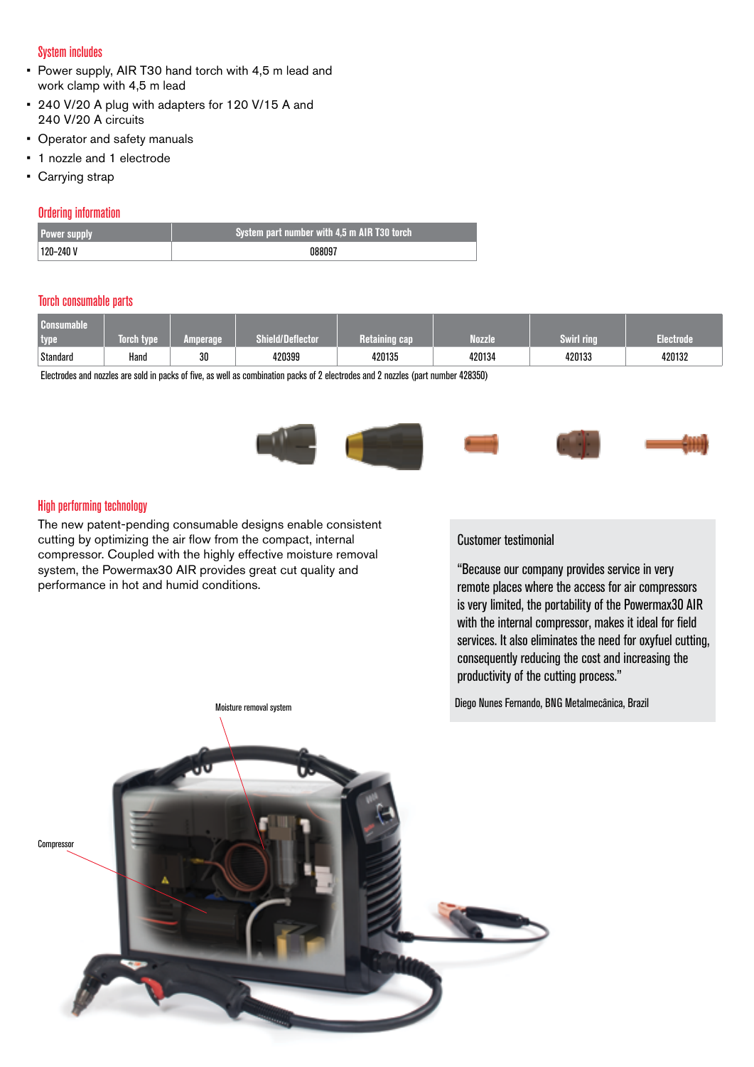## System includes

- Power supply, AIR T30 hand torch with 4,5 m lead and work clamp with 4,5 m lead
- 240 V/20 A plug with adapters for 120 V/15 A and 240 V/20 A circuits
- Operator and safety manuals
- 1 nozzle and 1 electrode
- Carrying strap

## Ordering information

| Power supply | System part number with 4,5 m AIR T30 torch |
|---|---|
| 120–240 V | 088097 |

## Torch consumable parts

| Consumable type | Torch type | Amperage | Shield/Deflector | Retaining cap | Nozzle | Swirl ring | Electrode |
|---|---|---|---|---|---|---|---|
| Standard | Hand | 30 | 420399 | 420135 | 420134 | 420133 | 420132 |

Electrodes and nozzles are sold in packs of five, as well as combination packs of 2 electrodes and 2 nozzles (part number 428350)

## High performing technology

The new patent-pending consumable designs enable consistent cutting by optimizing the air flow from the compact, internal compressor. Coupled with the highly effective moisture removal system, the Powermax30 AIR provides great cut quality and performance in hot and humid conditions.

### Customer testimonial

"Because our company provides service in very remote places where the access for air compressors is very limited, the portability of the Powermax30 AIR with the internal compressor, makes it ideal for field services. It also eliminates the need for oxyfuel cutting, consequently reducing the cost and increasing the productivity of the cutting process."

Diego Nunes Fernando, BNG Metalmecânica, Brazil

Moisture removal system

Compressor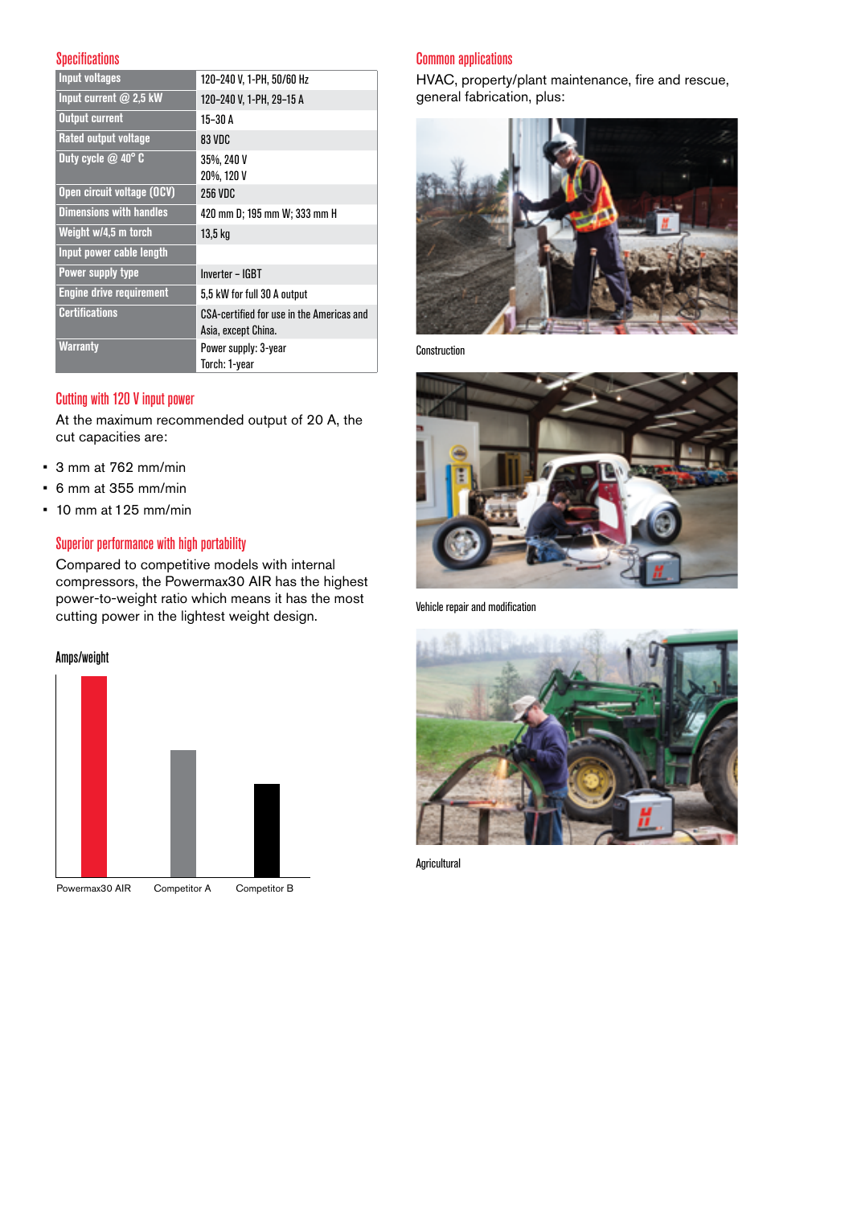## Specifications

| | |
|---|---|
| Input voltages | 120–240 V, 1-PH, 50/60 Hz |
| Input current @ 2,5 kW | 120–240 V, 1-PH, 29–15 A |
| Output current | 15–30 A |
| Rated output voltage | 83 VDC |
| Duty cycle @ 40° C | 35%, 240 V<br>20%, 120 V |
| Open circuit voltage (OCV) | 256 VDC |
| Dimensions with handles | 420 mm D; 195 mm W; 333 mm H |
| Weight w/4,5 m torch | 13,5 kg |
| Input power cable length | |
| Power supply type | Inverter – IGBT |
| Engine drive requirement | 5,5 kW for full 30 A output |
| Certifications | CSA-certified for use in the Americas and Asia, except China. |
| Warranty | Power supply: 3-year<br>Torch: 1-year |

## Cutting with 120 V input power

At the maximum recommended output of 20 A, the cut capacities are:

- 3 mm at 762 mm/min
- 6 mm at 355 mm/min
- 10 mm at 125 mm/min

## Superior performance with high portability

Compared to competitive models with internal compressors, the Powermax30 AIR has the highest power-to-weight ratio which means it has the most cutting power in the lightest weight design.

Amps/weight

Powermax30 AIR | Competitor A | Competitor B

## Common applications

HVAC, property/plant maintenance, fire and rescue, general fabrication, plus:

Construction

Vehicle repair and modification

Agricultural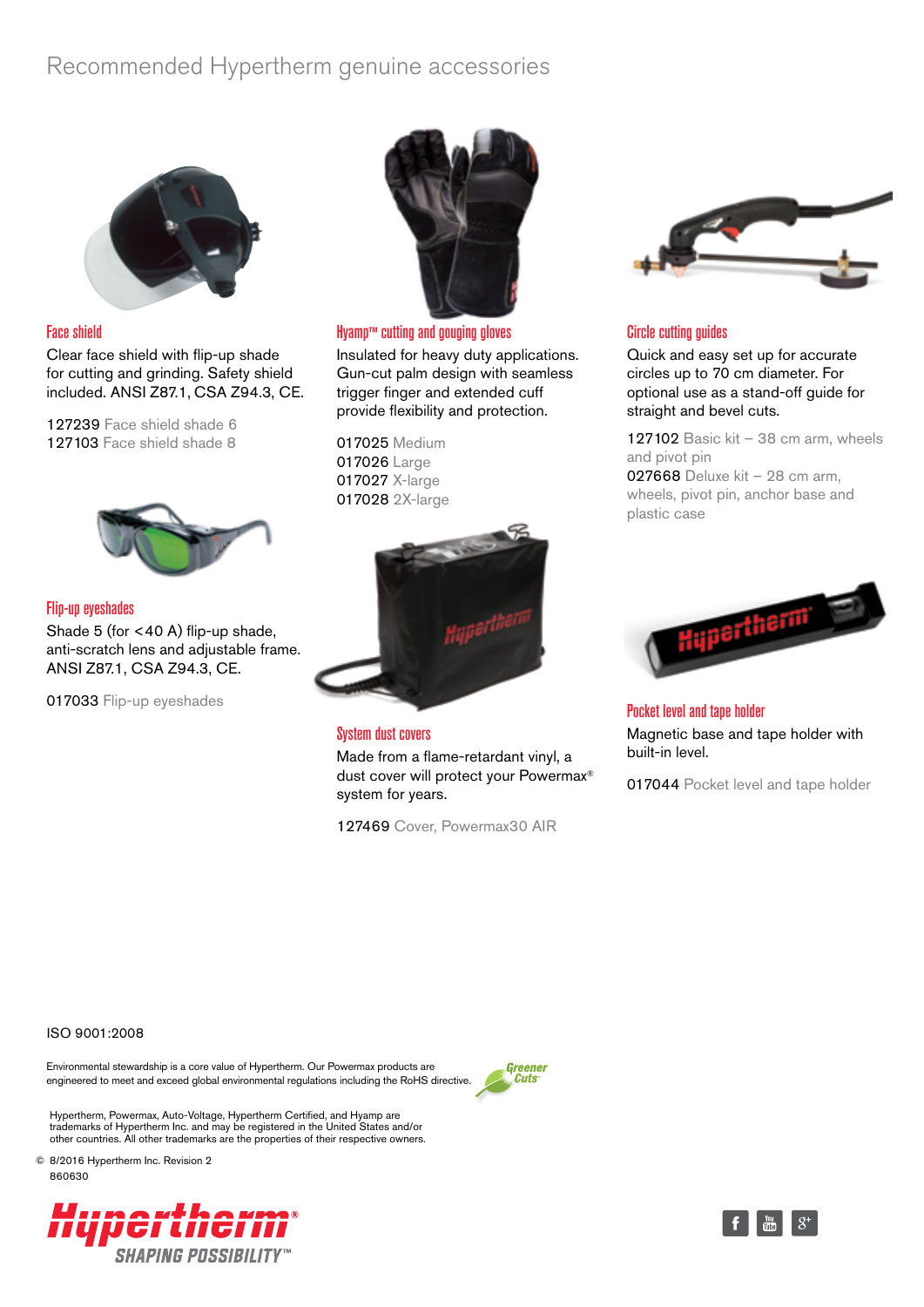# Recommended Hypertherm genuine accessories

### Face shield

Clear face shield with flip-up shade for cutting and grinding. Safety shield included. ANSI Z87.1, CSA Z94.3, CE.

127239 Face shield shade 6
127103 Face shield shade 8

### Flip-up eyeshades

Shade 5 (for <40 A) flip-up shade, anti-scratch lens and adjustable frame. ANSI Z87.1, CSA Z94.3, CE.

017033 Flip-up eyeshades

### Hyamp™ cutting and gouging gloves

Insulated for heavy duty applications. Gun-cut palm design with seamless trigger finger and extended cuff provide flexibility and protection.

017025 Medium
017026 Large
017027 X-large
017028 2X-large

### System dust covers

Made from a flame-retardant vinyl, a dust cover will protect your Powermax® system for years.

127469 Cover, Powermax30 AIR

### Circle cutting guides

Quick and easy set up for accurate circles up to 70 cm diameter. For optional use as a stand-off guide for straight and bevel cuts.

127102 Basic kit – 38 cm arm, wheels and pivot pin
027668 Deluxe kit – 28 cm arm, wheels, pivot pin, anchor base and plastic case

### Pocket level and tape holder

Magnetic base and tape holder with built-in level.

017044 Pocket level and tape holder

ISO 9001:2008

Environmental stewardship is a core value of Hypertherm. Our Powermax products are engineered to meet and exceed global environmental regulations including the RoHS directive.

Greener Cuts

Hypertherm, Powermax, Auto-Voltage, Hypertherm Certified, and Hyamp are trademarks of Hypertherm Inc. and may be registered in the United States and/or other countries. All other trademarks are the properties of their respective owners.

© 8/2016 Hypertherm Inc. Revision 2
860630

Hypertherm®
SHAPING POSSIBILITY™